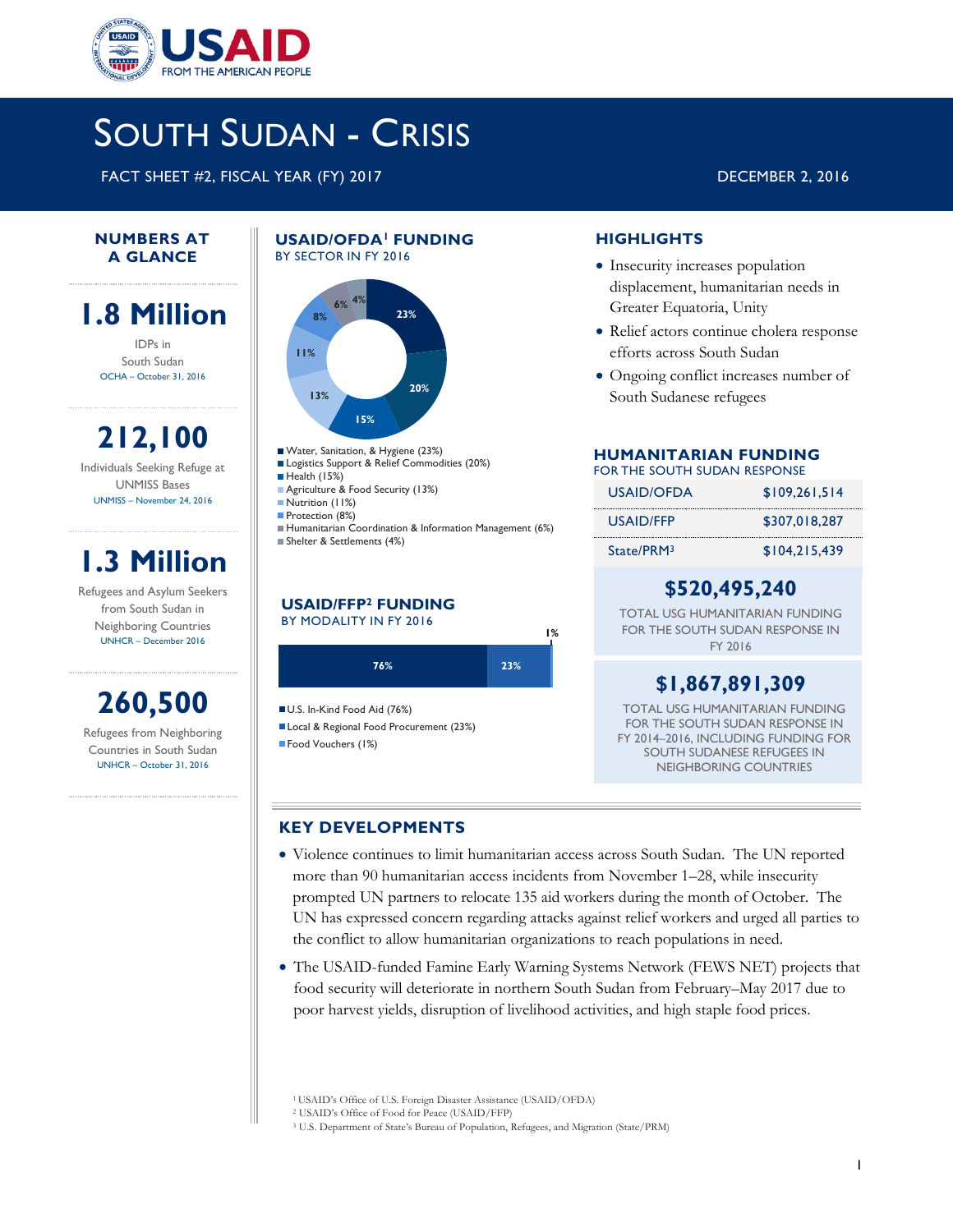# South Sudan - Crisis

FACT SHEET #2, FISCAL YEAR (FY) 2017

DECEMBER 2, 2016

## NUMBERS AT A GLANCE

**1.8 Million**

IDPs in South Sudan

OCHA – October 31, 2016

**212,100**

Individuals Seeking Refuge at UNMISS Bases

UNMISS – November 24, 2016

**1.3 Million**

Refugees and Asylum Seekers from South Sudan in Neighboring Countries

UNHCR – December 2016

**260,500**

Refugees from Neighboring Countries in South Sudan

UNHCR – October 31, 2016

## USAID/OFDA[1] FUNDING

BY SECTOR IN FY 2016

- Water, Sanitation, & Hygiene (23%)
- Logistics Support & Relief Commodities (20%)
- Health (15%)
- Agriculture & Food Security (13%)
- Nutrition (11%)
- Protection (8%)
- Humanitarian Coordination & Information Management (6%)
- Shelter & Settlements (4%)

## USAID/FFP[2] FUNDING

BY MODALITY IN FY 2016

- U.S. In-Kind Food Aid (76%)
- Local & Regional Food Procurement (23%)
- Food Vouchers (1%)

## HIGHLIGHTS

- Insecurity increases population displacement, humanitarian needs in Greater Equatoria, Unity
- Relief actors continue cholera response efforts across South Sudan
- Ongoing conflict increases number of South Sudanese refugees

## HUMANITARIAN FUNDING

FOR THE SOUTH SUDAN RESPONSE

| | |
|---|---|
| USAID/OFDA | $109,261,514 |
| USAID/FFP | $307,018,287 |
| State/PRM[3] | $104,215,439 |

**$520,495,240**

TOTAL USG HUMANITARIAN FUNDING FOR THE SOUTH SUDAN RESPONSE IN FY 2016

**$1,867,891,309**

TOTAL USG HUMANITARIAN FUNDING FOR THE SOUTH SUDAN RESPONSE IN FY 2014–2016, INCLUDING FUNDING FOR SOUTH SUDANESE REFUGEES IN NEIGHBORING COUNTRIES

## KEY DEVELOPMENTS

- Violence continues to limit humanitarian access across South Sudan. The UN reported more than 90 humanitarian access incidents from November 1–28, while insecurity prompted UN partners to relocate 135 aid workers during the month of October. The UN has expressed concern regarding attacks against relief workers and urged all parties to the conflict to allow humanitarian organizations to reach populations in need.
- The USAID-funded Famine Early Warning Systems Network (FEWS NET) projects that food security will deteriorate in northern South Sudan from February–May 2017 due to poor harvest yields, disruption of livelihood activities, and high staple food prices.

[1] USAID's Office of U.S. Foreign Disaster Assistance (USAID/OFDA)
[2] USAID's Office of Food for Peace (USAID/FFP)
[3] U.S. Department of State's Bureau of Population, Refugees, and Migration (State/PRM)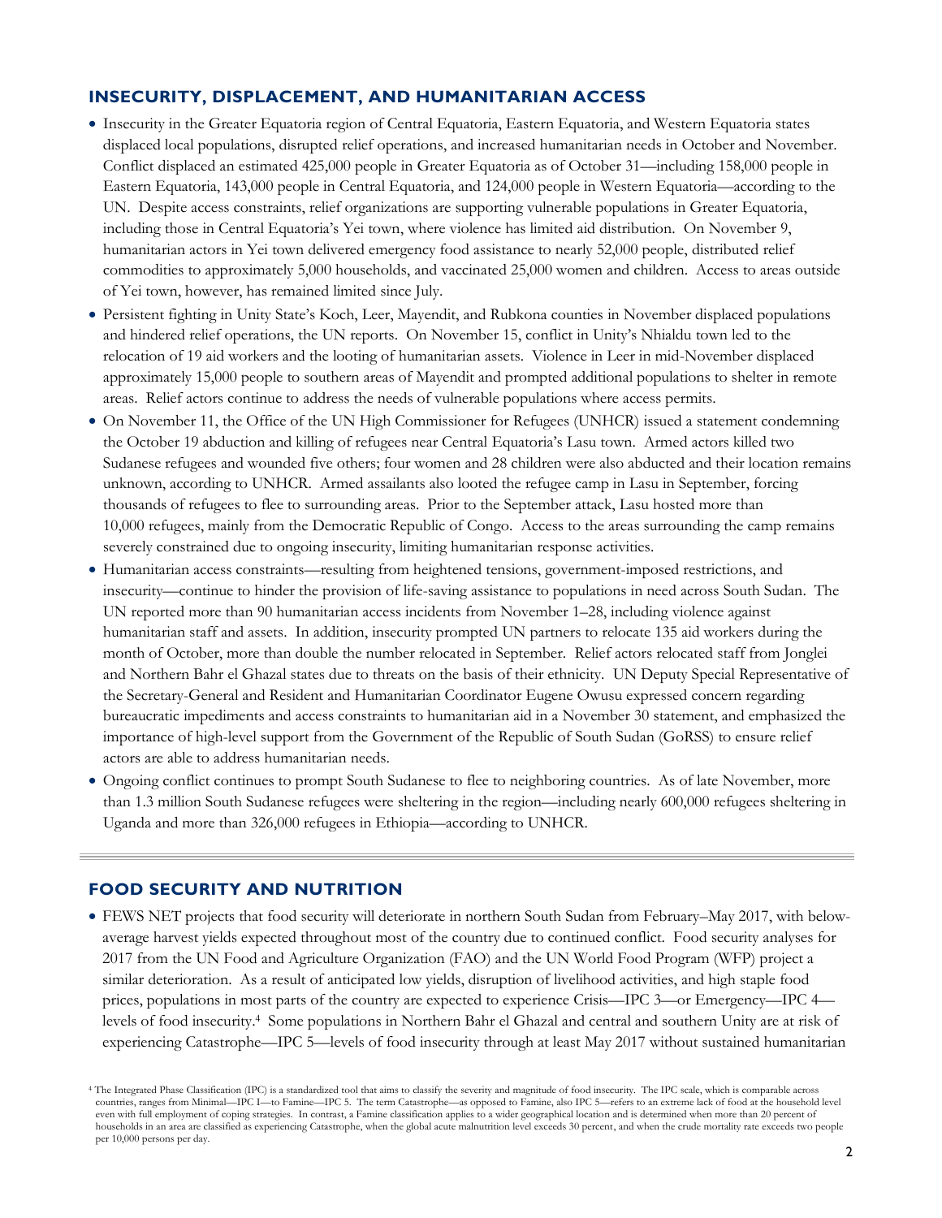## INSECURITY, DISPLACEMENT, AND HUMANITARIAN ACCESS

- Insecurity in the Greater Equatoria region of Central Equatoria, Eastern Equatoria, and Western Equatoria states displaced local populations, disrupted relief operations, and increased humanitarian needs in October and November. Conflict displaced an estimated 425,000 people in Greater Equatoria as of October 31—including 158,000 people in Eastern Equatoria, 143,000 people in Central Equatoria, and 124,000 people in Western Equatoria—according to the UN. Despite access constraints, relief organizations are supporting vulnerable populations in Greater Equatoria, including those in Central Equatoria's Yei town, where violence has limited aid distribution. On November 9, humanitarian actors in Yei town delivered emergency food assistance to nearly 52,000 people, distributed relief commodities to approximately 5,000 households, and vaccinated 25,000 women and children. Access to areas outside of Yei town, however, has remained limited since July.
- Persistent fighting in Unity State's Koch, Leer, Mayendit, and Rubkona counties in November displaced populations and hindered relief operations, the UN reports. On November 15, conflict in Unity's Nhialdu town led to the relocation of 19 aid workers and the looting of humanitarian assets. Violence in Leer in mid-November displaced approximately 15,000 people to southern areas of Mayendit and prompted additional populations to shelter in remote areas. Relief actors continue to address the needs of vulnerable populations where access permits.
- On November 11, the Office of the UN High Commissioner for Refugees (UNHCR) issued a statement condemning the October 19 abduction and killing of refugees near Central Equatoria's Lasu town. Armed actors killed two Sudanese refugees and wounded five others; four women and 28 children were also abducted and their location remains unknown, according to UNHCR. Armed assailants also looted the refugee camp in Lasu in September, forcing thousands of refugees to flee to surrounding areas. Prior to the September attack, Lasu hosted more than 10,000 refugees, mainly from the Democratic Republic of Congo. Access to the areas surrounding the camp remains severely constrained due to ongoing insecurity, limiting humanitarian response activities.
- Humanitarian access constraints—resulting from heightened tensions, government-imposed restrictions, and insecurity—continue to hinder the provision of life-saving assistance to populations in need across South Sudan. The UN reported more than 90 humanitarian access incidents from November 1–28, including violence against humanitarian staff and assets. In addition, insecurity prompted UN partners to relocate 135 aid workers during the month of October, more than double the number relocated in September. Relief actors relocated staff from Jonglei and Northern Bahr el Ghazal states due to threats on the basis of their ethnicity. UN Deputy Special Representative of the Secretary-General and Resident and Humanitarian Coordinator Eugene Owusu expressed concern regarding bureaucratic impediments and access constraints to humanitarian aid in a November 30 statement, and emphasized the importance of high-level support from the Government of the Republic of South Sudan (GoRSS) to ensure relief actors are able to address humanitarian needs.
- Ongoing conflict continues to prompt South Sudanese to flee to neighboring countries. As of late November, more than 1.3 million South Sudanese refugees were sheltering in the region—including nearly 600,000 refugees sheltering in Uganda and more than 326,000 refugees in Ethiopia—according to UNHCR.

## FOOD SECURITY AND NUTRITION

- FEWS NET projects that food security will deteriorate in northern South Sudan from February–May 2017, with below-average harvest yields expected throughout most of the country due to continued conflict. Food security analyses for 2017 from the UN Food and Agriculture Organization (FAO) and the UN World Food Program (WFP) project a similar deterioration. As a result of anticipated low yields, disruption of livelihood activities, and high staple food prices, populations in most parts of the country are expected to experience Crisis—IPC 3—or Emergency—IPC 4—levels of food insecurity.[4] Some populations in Northern Bahr el Ghazal and central and southern Unity are at risk of experiencing Catastrophe—IPC 5—levels of food insecurity through at least May 2017 without sustained humanitarian

[4] The Integrated Phase Classification (IPC) is a standardized tool that aims to classify the severity and magnitude of food insecurity. The IPC scale, which is comparable across countries, ranges from Minimal—IPC 1—to Famine—IPC 5. The term Catastrophe—as opposed to Famine, also IPC 5—refers to an extreme lack of food at the household level even with full employment of coping strategies. In contrast, a Famine classification applies to a wider geographical location and is determined when more than 20 percent of households in an area are classified as experiencing Catastrophe, when the global acute malnutrition level exceeds 30 percent, and when the crude mortality rate exceeds two people per 10,000 persons per day.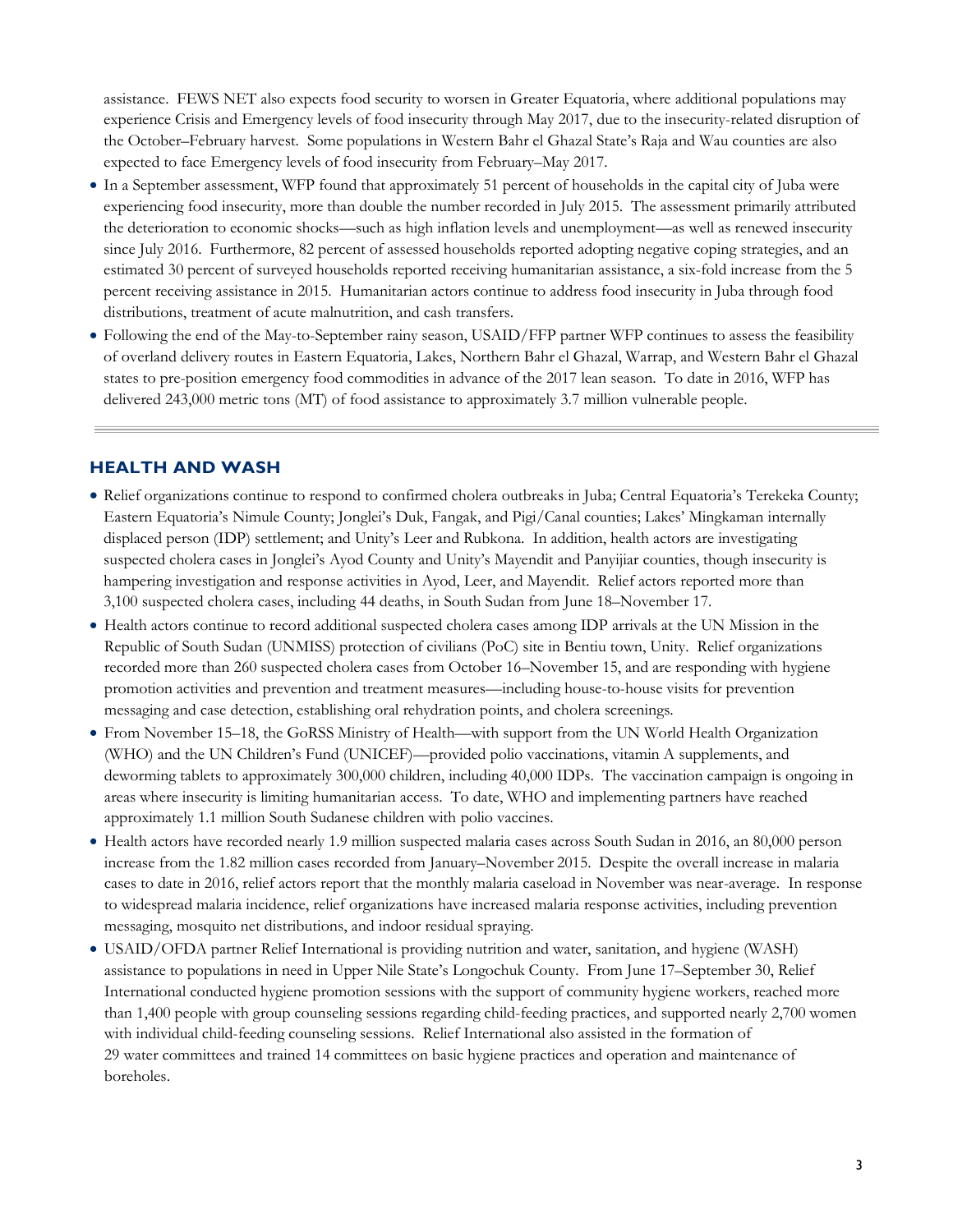assistance. FEWS NET also expects food security to worsen in Greater Equatoria, where additional populations may experience Crisis and Emergency levels of food insecurity through May 2017, due to the insecurity-related disruption of the October–February harvest. Some populations in Western Bahr el Ghazal State's Raja and Wau counties are also expected to face Emergency levels of food insecurity from February–May 2017.

- In a September assessment, WFP found that approximately 51 percent of households in the capital city of Juba were experiencing food insecurity, more than double the number recorded in July 2015. The assessment primarily attributed the deterioration to economic shocks—such as high inflation levels and unemployment—as well as renewed insecurity since July 2016. Furthermore, 82 percent of assessed households reported adopting negative coping strategies, and an estimated 30 percent of surveyed households reported receiving humanitarian assistance, a six-fold increase from the 5 percent receiving assistance in 2015. Humanitarian actors continue to address food insecurity in Juba through food distributions, treatment of acute malnutrition, and cash transfers.
- Following the end of the May-to-September rainy season, USAID/FFP partner WFP continues to assess the feasibility of overland delivery routes in Eastern Equatoria, Lakes, Northern Bahr el Ghazal, Warrap, and Western Bahr el Ghazal states to pre-position emergency food commodities in advance of the 2017 lean season. To date in 2016, WFP has delivered 243,000 metric tons (MT) of food assistance to approximately 3.7 million vulnerable people.

## HEALTH AND WASH

- Relief organizations continue to respond to confirmed cholera outbreaks in Juba; Central Equatoria's Terekeka County; Eastern Equatoria's Nimule County; Jonglei's Duk, Fangak, and Pigi/Canal counties; Lakes' Mingkaman internally displaced person (IDP) settlement; and Unity's Leer and Rubkona. In addition, health actors are investigating suspected cholera cases in Jonglei's Ayod County and Unity's Mayendit and Panyijiar counties, though insecurity is hampering investigation and response activities in Ayod, Leer, and Mayendit. Relief actors reported more than 3,100 suspected cholera cases, including 44 deaths, in South Sudan from June 18–November 17.
- Health actors continue to record additional suspected cholera cases among IDP arrivals at the UN Mission in the Republic of South Sudan (UNMISS) protection of civilians (PoC) site in Bentiu town, Unity. Relief organizations recorded more than 260 suspected cholera cases from October 16–November 15, and are responding with hygiene promotion activities and prevention and treatment measures—including house-to-house visits for prevention messaging and case detection, establishing oral rehydration points, and cholera screenings.
- From November 15–18, the GoRSS Ministry of Health—with support from the UN World Health Organization (WHO) and the UN Children's Fund (UNICEF)—provided polio vaccinations, vitamin A supplements, and deworming tablets to approximately 300,000 children, including 40,000 IDPs. The vaccination campaign is ongoing in areas where insecurity is limiting humanitarian access. To date, WHO and implementing partners have reached approximately 1.1 million South Sudanese children with polio vaccines.
- Health actors have recorded nearly 1.9 million suspected malaria cases across South Sudan in 2016, an 80,000 person increase from the 1.82 million cases recorded from January–November 2015. Despite the overall increase in malaria cases to date in 2016, relief actors report that the monthly malaria caseload in November was near-average. In response to widespread malaria incidence, relief organizations have increased malaria response activities, including prevention messaging, mosquito net distributions, and indoor residual spraying.
- USAID/OFDA partner Relief International is providing nutrition and water, sanitation, and hygiene (WASH) assistance to populations in need in Upper Nile State's Longochuk County. From June 17–September 30, Relief International conducted hygiene promotion sessions with the support of community hygiene workers, reached more than 1,400 people with group counseling sessions regarding child-feeding practices, and supported nearly 2,700 women with individual child-feeding counseling sessions. Relief International also assisted in the formation of 29 water committees and trained 14 committees on basic hygiene practices and operation and maintenance of boreholes.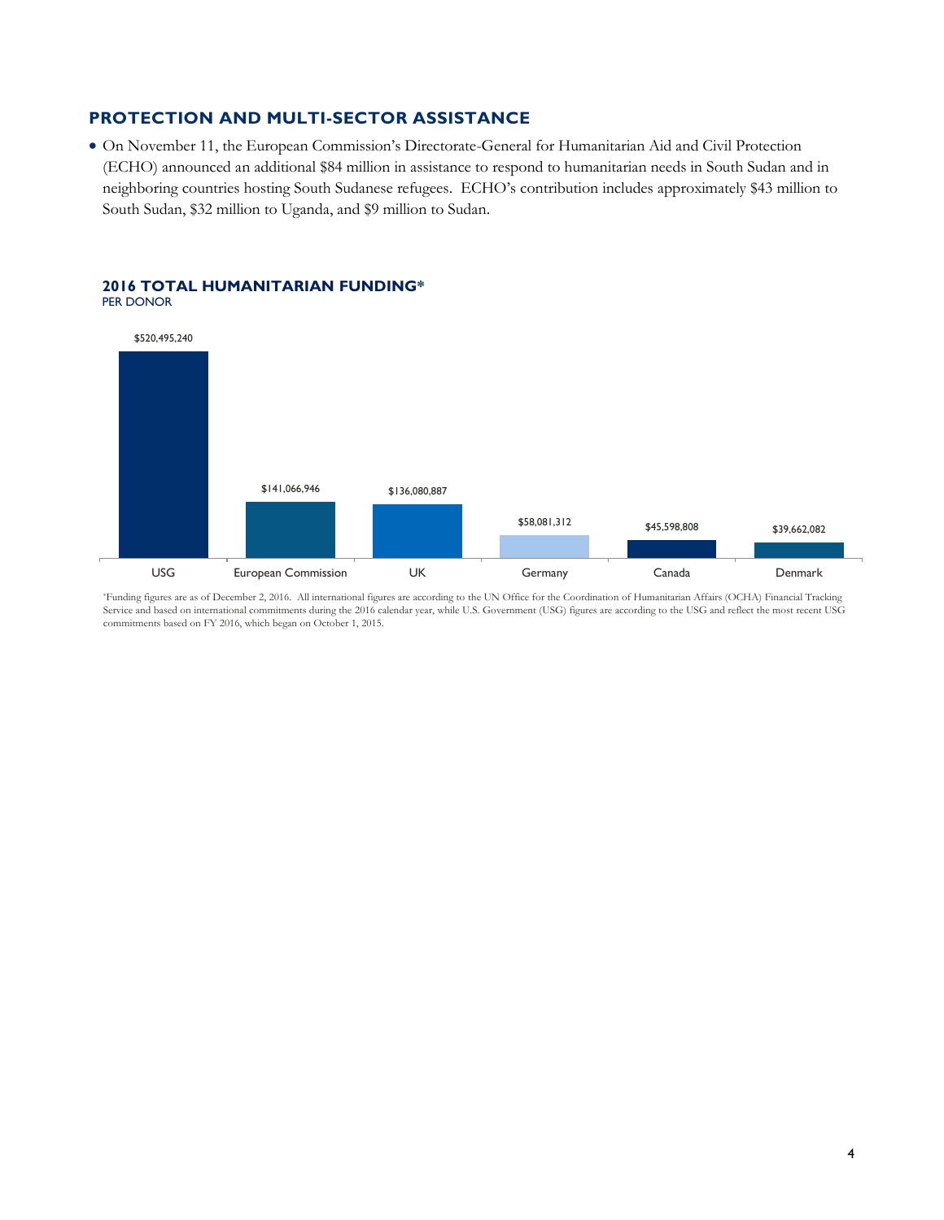## PROTECTION AND MULTI-SECTOR ASSISTANCE

- On November 11, the European Commission's Directorate-General for Humanitarian Aid and Civil Protection (ECHO) announced an additional $84 million in assistance to respond to humanitarian needs in South Sudan and in neighboring countries hosting South Sudanese refugees. ECHO's contribution includes approximately $43 million to South Sudan, $32 million to Uganda, and $9 million to Sudan.

### 2016 TOTAL HUMANITARIAN FUNDING*

PER DONOR

| Donor | Funding |
| --- | --- |
| USG | $520,495,240 |
| European Commission | $141,066,946 |
| UK | $136,080,887 |
| Germany | $58,081,312 |
| Canada | $45,598,808 |
| Denmark | $39,662,082 |

*Funding figures are as of December 2, 2016. All international figures are according to the UN Office for the Coordination of Humanitarian Affairs (OCHA) Financial Tracking Service and based on international commitments during the 2016 calendar year, while U.S. Government (USG) figures are according to the USG and reflect the most recent USG commitments based on FY 2016, which began on October 1, 2015.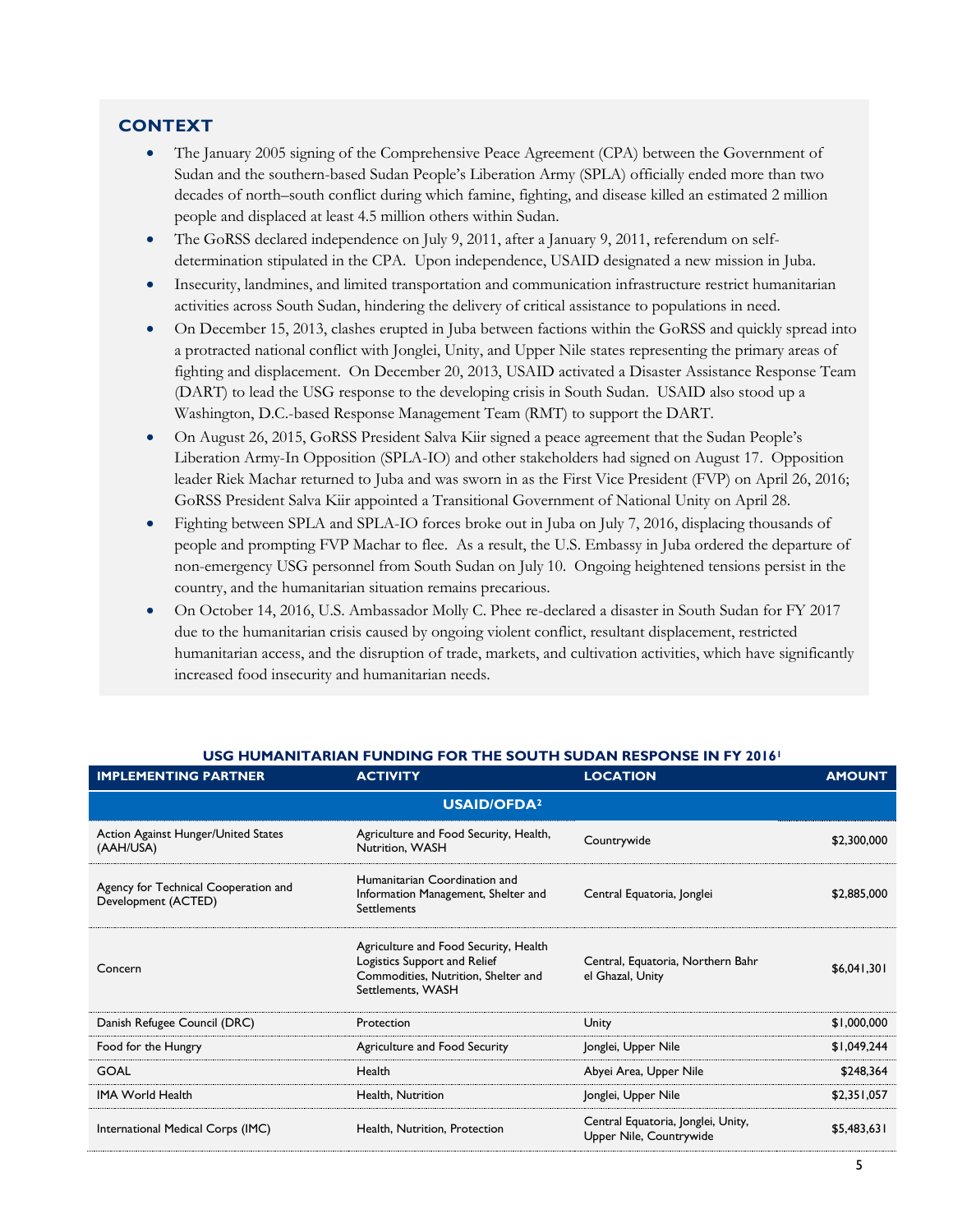## CONTEXT

- The January 2005 signing of the Comprehensive Peace Agreement (CPA) between the Government of Sudan and the southern-based Sudan People's Liberation Army (SPLA) officially ended more than two decades of north–south conflict during which famine, fighting, and disease killed an estimated 2 million people and displaced at least 4.5 million others within Sudan.
- The GoRSS declared independence on July 9, 2011, after a January 9, 2011, referendum on self-determination stipulated in the CPA. Upon independence, USAID designated a new mission in Juba.
- Insecurity, landmines, and limited transportation and communication infrastructure restrict humanitarian activities across South Sudan, hindering the delivery of critical assistance to populations in need.
- On December 15, 2013, clashes erupted in Juba between factions within the GoRSS and quickly spread into a protracted national conflict with Jonglei, Unity, and Upper Nile states representing the primary areas of fighting and displacement. On December 20, 2013, USAID activated a Disaster Assistance Response Team (DART) to lead the USG response to the developing crisis in South Sudan. USAID also stood up a Washington, D.C.-based Response Management Team (RMT) to support the DART.
- On August 26, 2015, GoRSS President Salva Kiir signed a peace agreement that the Sudan People's Liberation Army-In Opposition (SPLA-IO) and other stakeholders had signed on August 17. Opposition leader Riek Machar returned to Juba and was sworn in as the First Vice President (FVP) on April 26, 2016; GoRSS President Salva Kiir appointed a Transitional Government of National Unity on April 28.
- Fighting between SPLA and SPLA-IO forces broke out in Juba on July 7, 2016, displacing thousands of people and prompting FVP Machar to flee. As a result, the U.S. Embassy in Juba ordered the departure of non-emergency USG personnel from South Sudan on July 10. Ongoing heightened tensions persist in the country, and the humanitarian situation remains precarious.
- On October 14, 2016, U.S. Ambassador Molly C. Phee re-declared a disaster in South Sudan for FY 2017 due to the humanitarian crisis caused by ongoing violent conflict, resultant displacement, restricted humanitarian access, and the disruption of trade, markets, and cultivation activities, which have significantly increased food insecurity and humanitarian needs.

**USG HUMANITARIAN FUNDING FOR THE SOUTH SUDAN RESPONSE IN FY 2016[1]**

| IMPLEMENTING PARTNER | ACTIVITY | LOCATION | AMOUNT |
|---|---|---|---|
| | **USAID/OFDA[2]** | | |
| Action Against Hunger/United States (AAH/USA) | Agriculture and Food Security, Health, Nutrition, WASH | Countrywide | $2,300,000 |
| Agency for Technical Cooperation and Development (ACTED) | Humanitarian Coordination and Information Management, Shelter and Settlements | Central Equatoria, Jonglei | $2,885,000 |
| Concern | Agriculture and Food Security, Health Logistics Support and Relief Commodities, Nutrition, Shelter and Settlements, WASH | Central, Equatoria, Northern Bahr el Ghazal, Unity | $6,041,301 |
| Danish Refugee Council (DRC) | Protection | Unity | $1,000,000 |
| Food for the Hungry | Agriculture and Food Security | Jonglei, Upper Nile | $1,049,244 |
| GOAL | Health | Abyei Area, Upper Nile | $248,364 |
| IMA World Health | Health, Nutrition | Jonglei, Upper Nile | $2,351,057 |
| International Medical Corps (IMC) | Health, Nutrition, Protection | Central Equatoria, Jonglei, Unity, Upper Nile, Countrywide | $5,483,631 |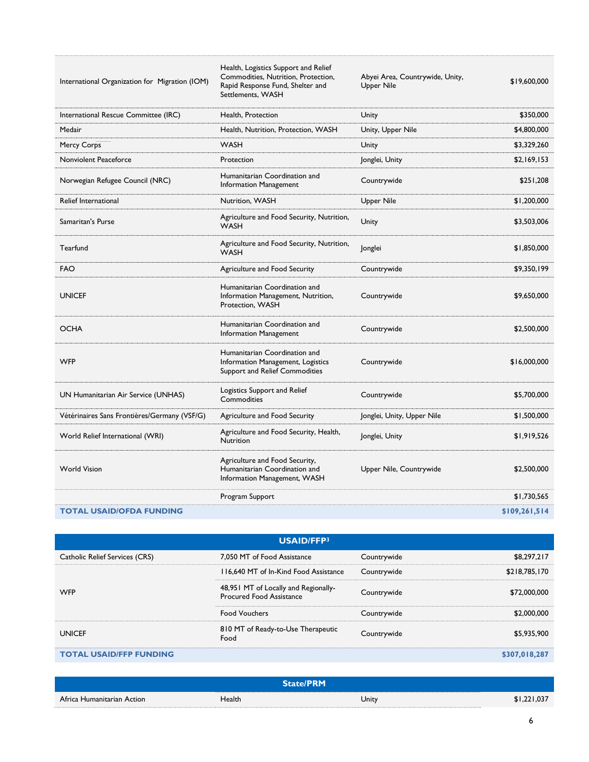| | | | |
|---|---|---|---|
| International Organization for Migration (IOM) | Health, Logistics Support and Relief Commodities, Nutrition, Protection, Rapid Response Fund, Shelter and Settlements, WASH | Abyei Area, Countrywide, Unity, Upper Nile | $19,600,000 |
| International Rescue Committee (IRC) | Health, Protection | Unity | $350,000 |
| Medair | Health, Nutrition, Protection, WASH | Unity, Upper Nile | $4,800,000 |
| Mercy Corps | WASH | Unity | $3,329,260 |
| Nonviolent Peaceforce | Protection | Jonglei, Unity | $2,169,153 |
| Norwegian Refugee Council (NRC) | Humanitarian Coordination and Information Management | Countrywide | $251,208 |
| Relief International | Nutrition, WASH | Upper Nile | $1,200,000 |
| Samaritan's Purse | Agriculture and Food Security, Nutrition, WASH | Unity | $3,503,006 |
| Tearfund | Agriculture and Food Security, Nutrition, WASH | Jonglei | $1,850,000 |
| FAO | Agriculture and Food Security | Countrywide | $9,350,199 |
| UNICEF | Humanitarian Coordination and Information Management, Nutrition, Protection, WASH | Countrywide | $9,650,000 |
| OCHA | Humanitarian Coordination and Information Management | Countrywide | $2,500,000 |
| WFP | Humanitarian Coordination and Information Management, Logistics Support and Relief Commodities | Countrywide | $16,000,000 |
| UN Humanitarian Air Service (UNHAS) | Logistics Support and Relief Commodities | Countrywide | $5,700,000 |
| Vétérinaires Sans Frontières/Germany (VSF/G) | Agriculture and Food Security | Jonglei, Unity, Upper Nile | $1,500,000 |
| World Relief International (WRI) | Agriculture and Food Security, Health, Nutrition | Jonglei, Unity | $1,919,526 |
| World Vision | Agriculture and Food Security, Humanitarian Coordination and Information Management, WASH | Upper Nile, Countrywide | $2,500,000 |
| | Program Support | | $1,730,565 |
| **TOTAL USAID/OFDA FUNDING** | | | **$109,261,514** |

| **USAID/FFP[3]** | | | |
|---|---|---|---|
| Catholic Relief Services (CRS) | 7,050 MT of Food Assistance | Countrywide | $8,297,217 |
| WFP | 116,640 MT of In-Kind Food Assistance | Countrywide | $218,785,170 |
| | 48,951 MT of Locally and Regionally-Procured Food Assistance | Countrywide | $72,000,000 |
| | Food Vouchers | Countrywide | $2,000,000 |
| UNICEF | 810 MT of Ready-to-Use Therapeutic Food | Countrywide | $5,935,900 |
| **TOTAL USAID/FFP FUNDING** | | | **$307,018,287** |

| **State/PRM** | | | |
|---|---|---|---|
| Africa Humanitarian Action | Health | Unity | $1,221,037 |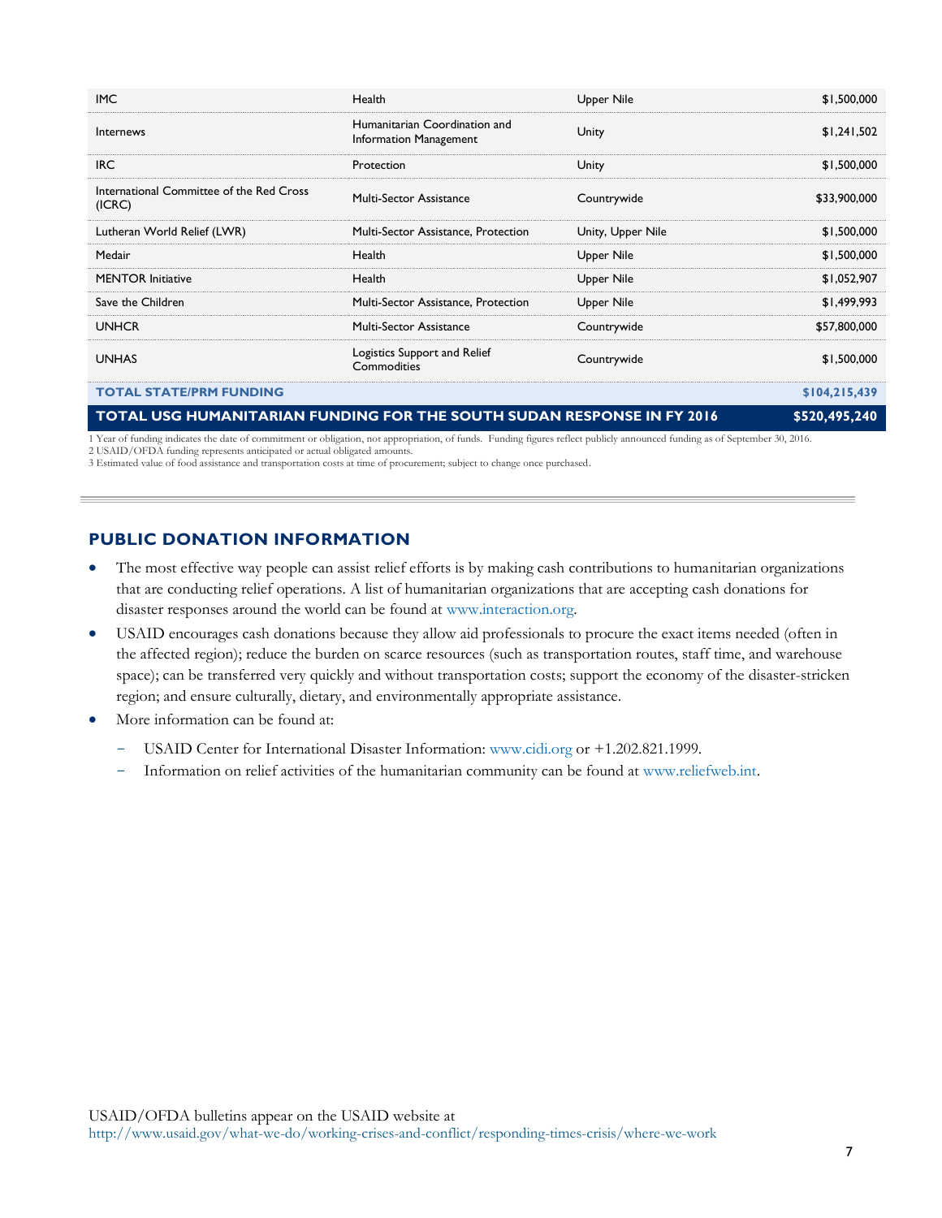| | | | |
|---|---|---|---|
| IMC | Health | Upper Nile | $1,500,000 |
| Internews | Humanitarian Coordination and Information Management | Unity | $1,241,502 |
| IRC | Protection | Unity | $1,500,000 |
| International Committee of the Red Cross (ICRC) | Multi-Sector Assistance | Countrywide | $33,900,000 |
| Lutheran World Relief (LWR) | Multi-Sector Assistance, Protection | Unity, Upper Nile | $1,500,000 |
| Medair | Health | Upper Nile | $1,500,000 |
| MENTOR Initiative | Health | Upper Nile | $1,052,907 |
| Save the Children | Multi-Sector Assistance, Protection | Upper Nile | $1,499,993 |
| UNHCR | Multi-Sector Assistance | Countrywide | $57,800,000 |
| UNHAS | Logistics Support and Relief Commodities | Countrywide | $1,500,000 |
| **TOTAL STATE/PRM FUNDING** | | | **$104,215,439** |
| **TOTAL USG HUMANITARIAN FUNDING FOR THE SOUTH SUDAN RESPONSE IN FY 2016** | | | **$520,495,240** |

1 Year of funding indicates the date of commitment or obligation, not appropriation, of funds. Funding figures reflect publicly announced funding as of September 30, 2016.
2 USAID/OFDA funding represents anticipated or actual obligated amounts.
3 Estimated value of food assistance and transportation costs at time of procurement; subject to change once purchased.

## PUBLIC DONATION INFORMATION

- The most effective way people can assist relief efforts is by making cash contributions to humanitarian organizations that are conducting relief operations. A list of humanitarian organizations that are accepting cash donations for disaster responses around the world can be found at www.interaction.org.
- USAID encourages cash donations because they allow aid professionals to procure the exact items needed (often in the affected region); reduce the burden on scarce resources (such as transportation routes, staff time, and warehouse space); can be transferred very quickly and without transportation costs; support the economy of the disaster-stricken region; and ensure culturally, dietary, and environmentally appropriate assistance.
- More information can be found at:
  - USAID Center for International Disaster Information: www.cidi.org or +1.202.821.1999.
  - Information on relief activities of the humanitarian community can be found at www.reliefweb.int.

USAID/OFDA bulletins appear on the USAID website at
http://www.usaid.gov/what-we-do/working-crises-and-conflict/responding-times-crisis/where-we-work